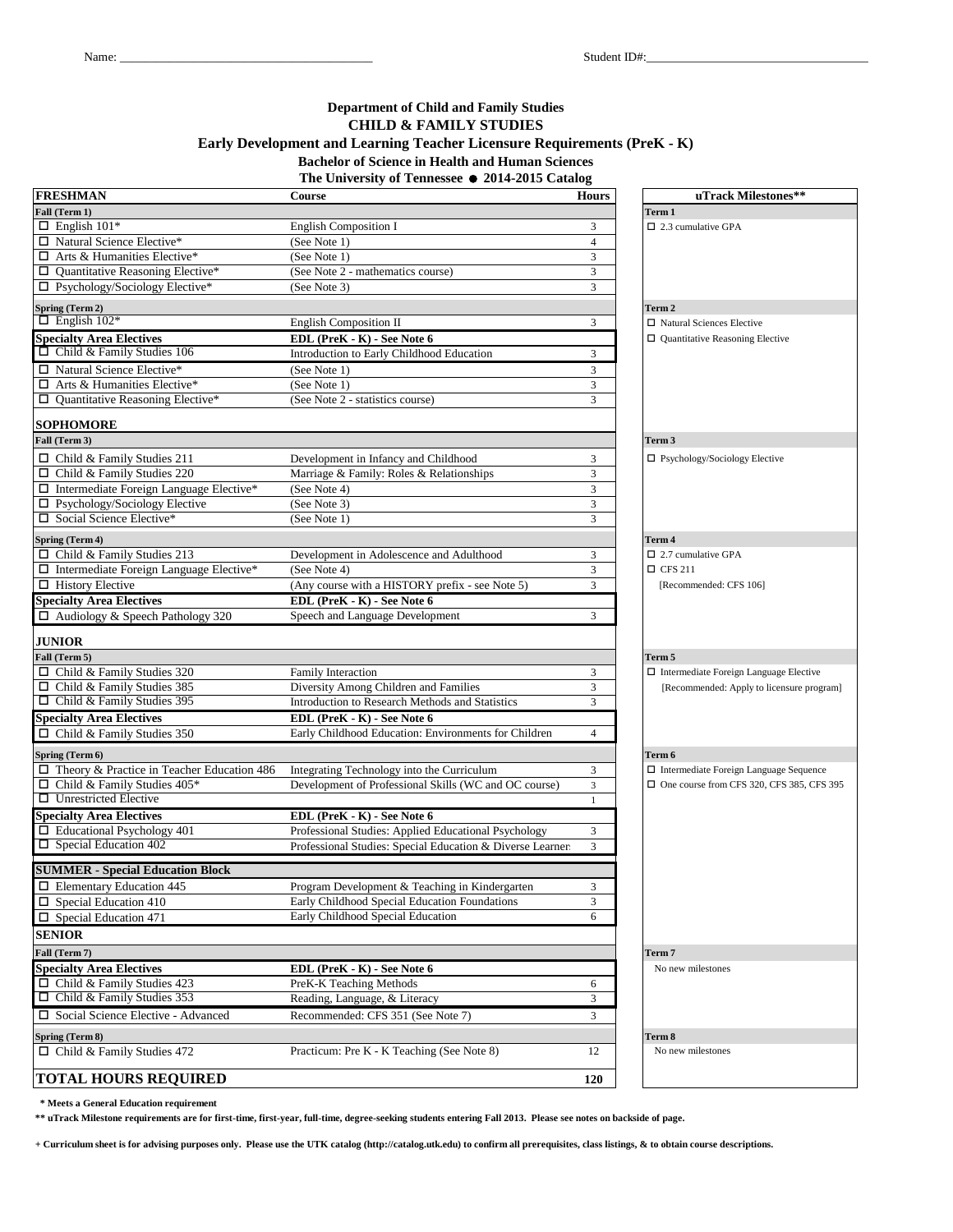Name: ________________________________________ Student ID#: ___________________________________

**Department of Child and Family Studies**
**CHILD & FAMILY STUDIES**
**Early Development and Learning Teacher Licensure Requirements (PreK - K)**
**Bachelor of Science in Health and Human Sciences**
**The University of Tennessee ● 2014-2015 Catalog**

| FRESHMAN | Course | Hours |
|---|---|---|
| **Fall (Term 1)** | | |
| ☐ English 101* | English Composition I | 3 |
| ☐ Natural Science Elective* | (See Note 1) | 4 |
| ☐ Arts & Humanities Elective* | (See Note 1) | 3 |
| ☐ Quantitative Reasoning Elective* | (See Note 2 - mathematics course) | 3 |
| ☐ Psychology/Sociology Elective* | (See Note 3) | 3 |
| **Spring (Term 2)** | | |
| ☐ English 102* | English Composition II | 3 |
| **Specialty Area Electives** | **EDL (PreK - K) - See Note 6** | |
| ☐ Child & Family Studies 106 | Introduction to Early Childhood Education | 3 |
| ☐ Natural Science Elective* | (See Note 1) | 3 |
| ☐ Arts & Humanities Elective* | (See Note 1) | 3 |
| ☐ Quantitative Reasoning Elective* | (See Note 2 - statistics course) | 3 |
| **SOPHOMORE** | | |
| **Fall (Term 3)** | | |
| ☐ Child & Family Studies 211 | Development in Infancy and Childhood | 3 |
| ☐ Child & Family Studies 220 | Marriage & Family: Roles & Relationships | 3 |
| ☐ Intermediate Foreign Language Elective* | (See Note 4) | 3 |
| ☐ Psychology/Sociology Elective | (See Note 3) | 3 |
| ☐ Social Science Elective* | (See Note 1) | 3 |
| **Spring (Term 4)** | | |
| ☐ Child & Family Studies 213 | Development in Adolescence and Adulthood | 3 |
| ☐ Intermediate Foreign Language Elective* | (See Note 4) | 3 |
| ☐ History Elective | (Any course with a HISTORY prefix - see Note 5) | 3 |
| **Specialty Area Electives** | **EDL (PreK - K) - See Note 6** | |
| ☐ Audiology & Speech Pathology 320 | Speech and Language Development | 3 |
| **JUNIOR** | | |
| **Fall (Term 5)** | | |
| ☐ Child & Family Studies 320 | Family Interaction | 3 |
| ☐ Child & Family Studies 385 | Diversity Among Children and Families | 3 |
| ☐ Child & Family Studies 395 | Introduction to Research Methods and Statistics | 3 |
| **Specialty Area Electives** | **EDL (PreK - K) - See Note 6** | |
| ☐ Child & Family Studies 350 | Early Childhood Education: Environments for Children | 4 |
| **Spring (Term 6)** | | |
| ☐ Theory & Practice in Teacher Education 486 | Integrating Technology into the Curriculum | 3 |
| ☐ Child & Family Studies 405* | Development of Professional Skills (WC and OC course) | 3 |
| ☐ Unrestricted Elective | | 1 |
| **Specialty Area Electives** | **EDL (PreK - K) - See Note 6** | |
| ☐ Educational Psychology 401 | Professional Studies: Applied Educational Psychology | 3 |
| ☐ Special Education 402 | Professional Studies: Special Education & Diverse Learners | 3 |
| **SUMMER - Special Education Block** | | |
| ☐ Elementary Education 445 | Program Development & Teaching in Kindergarten | 3 |
| ☐ Special Education 410 | Early Childhood Special Education Foundations | 3 |
| ☐ Special Education 471 | Early Childhood Special Education | 6 |
| **SENIOR** | | |
| **Fall (Term 7)** | | |
| **Specialty Area Electives** | **EDL (PreK - K) - See Note 6** | |
| ☐ Child & Family Studies 423 | PreK-K Teaching Methods | 6 |
| ☐ Child & Family Studies 353 | Reading, Language, & Literacy | 3 |
| ☐ Social Science Elective - Advanced | Recommended: CFS 351 (See Note 7) | 3 |
| **Spring (Term 8)** | | |
| ☐ Child & Family Studies 472 | Practicum: Pre K - K Teaching (See Note 8) | 12 |
| **TOTAL HOURS REQUIRED** | | **120** |

| uTrack Milestones** |
|---|
| **Term 1** |
| ☐ 2.3 cumulative GPA |
| **Term 2** |
| ☐ Natural Sciences Elective |
| ☐ Quantitative Reasoning Elective |
| **Term 3** |
| ☐ Psychology/Sociology Elective |
| **Term 4** |
| ☐ 2.7 cumulative GPA |
| ☐ CFS 211 |
| [Recommended: CFS 106] |
| **Term 5** |
| ☐ Intermediate Foreign Language Elective |
| [Recommended: Apply to licensure program] |
| **Term 6** |
| ☐ Intermediate Foreign Language Sequence |
| ☐ One course from CFS 320, CFS 385, CFS 395 |
| **Term 7** |
| No new milestones |
| **Term 8** |
| No new milestones |

**\* Meets a General Education requirement**

**\*\* uTrack Milestone requirements are for first-time, first-year, full-time, degree-seeking students entering Fall 2013. Please see notes on backside of page.**

**+ Curriculum sheet is for advising purposes only. Please use the UTK catalog (http://catalog.utk.edu) to confirm all prerequisites, class listings, & to obtain course descriptions.**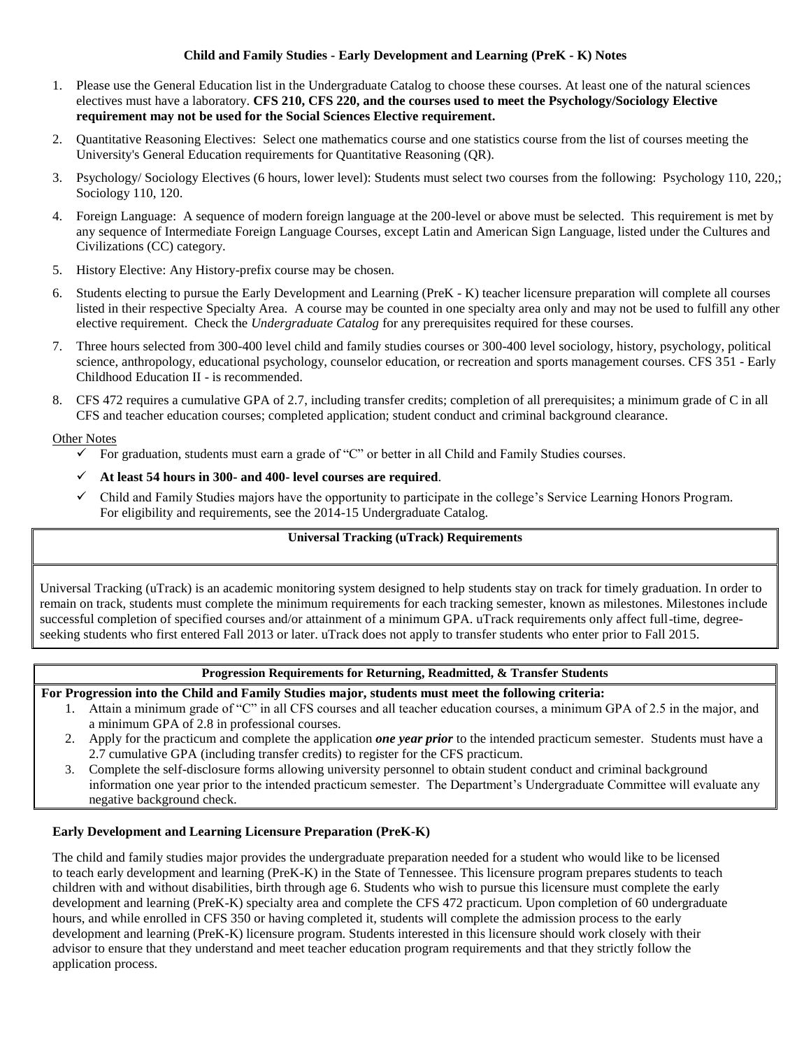## Child and Family Studies - Early Development and Learning (PreK - K) Notes

1. Please use the General Education list in the Undergraduate Catalog to choose these courses. At least one of the natural sciences electives must have a laboratory. **CFS 210, CFS 220, and the courses used to meet the Psychology/Sociology Elective requirement may not be used for the Social Sciences Elective requirement.**
2. Quantitative Reasoning Electives: Select one mathematics course and one statistics course from the list of courses meeting the University's General Education requirements for Quantitative Reasoning (QR).
3. Psychology/ Sociology Electives (6 hours, lower level): Students must select two courses from the following: Psychology 110, 220,; Sociology 110, 120.
4. Foreign Language: A sequence of modern foreign language at the 200-level or above must be selected. This requirement is met by any sequence of Intermediate Foreign Language Courses, except Latin and American Sign Language, listed under the Cultures and Civilizations (CC) category.
5. History Elective: Any History-prefix course may be chosen.
6. Students electing to pursue the Early Development and Learning (PreK - K) teacher licensure preparation will complete all courses listed in their respective Specialty Area. A course may be counted in one specialty area only and may not be used to fulfill any other elective requirement. Check the *Undergraduate Catalog* for any prerequisites required for these courses.
7. Three hours selected from 300-400 level child and family studies courses or 300-400 level sociology, history, psychology, political science, anthropology, educational psychology, counselor education, or recreation and sports management courses. CFS 351 - Early Childhood Education II - is recommended.
8. CFS 472 requires a cumulative GPA of 2.7, including transfer credits; completion of all prerequisites; a minimum grade of C in all CFS and teacher education courses; completed application; student conduct and criminal background clearance.

Other Notes

- ✓ For graduation, students must earn a grade of "C" or better in all Child and Family Studies courses.
- ✓ **At least 54 hours in 300- and 400- level courses are required**.
- ✓ Child and Family Studies majors have the opportunity to participate in the college's Service Learning Honors Program. For eligibility and requirements, see the 2014-15 Undergraduate Catalog.

### Universal Tracking (uTrack) Requirements

Universal Tracking (uTrack) is an academic monitoring system designed to help students stay on track for timely graduation. In order to remain on track, students must complete the minimum requirements for each tracking semester, known as milestones. Milestones include successful completion of specified courses and/or attainment of a minimum GPA. uTrack requirements only affect full-time, degree-seeking students who first entered Fall 2013 or later. uTrack does not apply to transfer students who enter prior to Fall 2015.

### Progression Requirements for Returning, Readmitted, & Transfer Students

**For Progression into the Child and Family Studies major, students must meet the following criteria:**

1. Attain a minimum grade of "C" in all CFS courses and all teacher education courses, a minimum GPA of 2.5 in the major, and a minimum GPA of 2.8 in professional courses.
2. Apply for the practicum and complete the application ***one year prior*** to the intended practicum semester. Students must have a 2.7 cumulative GPA (including transfer credits) to register for the CFS practicum.
3. Complete the self-disclosure forms allowing university personnel to obtain student conduct and criminal background information one year prior to the intended practicum semester. The Department's Undergraduate Committee will evaluate any negative background check.

### Early Development and Learning Licensure Preparation (PreK-K)

The child and family studies major provides the undergraduate preparation needed for a student who would like to be licensed to teach early development and learning (PreK-K) in the State of Tennessee. This licensure program prepares students to teach children with and without disabilities, birth through age 6. Students who wish to pursue this licensure must complete the early development and learning (PreK-K) specialty area and complete the CFS 472 practicum. Upon completion of 60 undergraduate hours, and while enrolled in CFS 350 or having completed it, students will complete the admission process to the early development and learning (PreK-K) licensure program. Students interested in this licensure should work closely with their advisor to ensure that they understand and meet teacher education program requirements and that they strictly follow the application process.